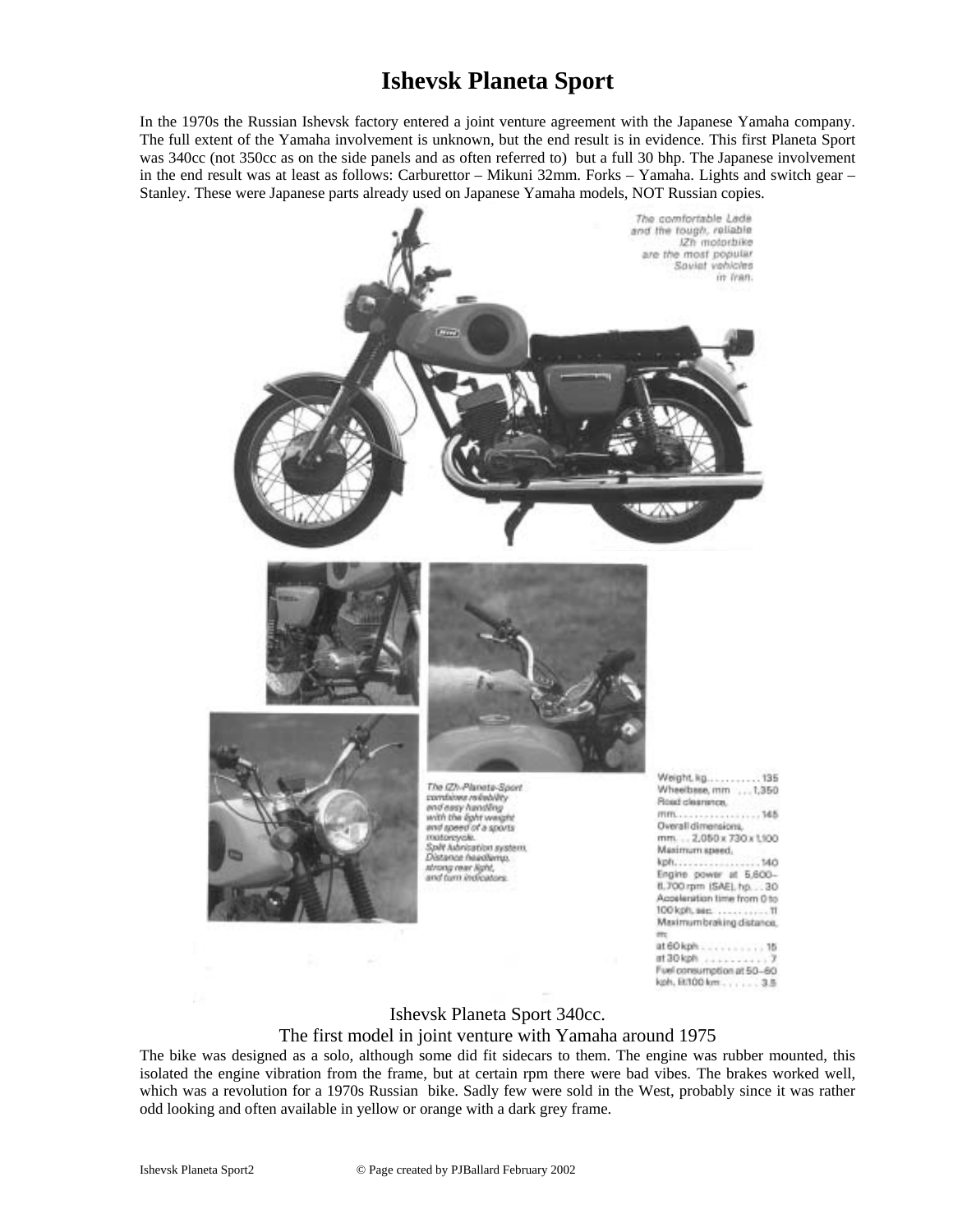# Ishevsk Planeta Sport

In the 1970s the Russian Ishevsk factory entered a joint venture agreement with the Japanese Yamaha company. The full extent of the Yamaha involvement is unknown, but the end result is in evidence. This first Planeta Sport was 340cc (not 350cc as on the side panels and as often referred to) but a full 30 bhp. The Japanese involvement in the end result was at least as follows: Carburettor – Mikuni 32mm. Forks – Yamaha. Lights and switch gear – Stanley. These were Japanese parts already used on Japanese Yamaha models, NOT Russian copies.

The comfortable Lada and the tough, reliable IZh motorbike are the most popular Soviet vehicles in Iran.

The IZh-Planeta-Sport combines reliability and easy handling with the light weight and speed of a sports motorcycle. Split lubrication system, Distance headlamp, strong rear light, and turn indicators.

Weight, kg. . . . . . . . . . . 135
Wheelbase, mm . . . 1,350
Road clearance, mm. . . . . . . . . . . . . . . . 145
Overall dimensions, mm. . . 2,050 x 730 x 1,100
Maximum speed, kph. . . . . . . . . . . . . . . . 140
Engine power at 5,600–6,700 rpm (SAE), hp. . . 30
Acceleration time from 0 to 100 kph, sec. . . . . . . . . . . 11
Maximum braking distance, m:
at 60 kph . . . . . . . . . . . 15
at 30 kph . . . . . . . . . . . 7
Fuel consumption at 50–60 kph, lit/100 km . . . . . . . 3.5

Ishevsk Planeta Sport 340cc.
The first model in joint venture with Yamaha around 1975

The bike was designed as a solo, although some did fit sidecars to them. The engine was rubber mounted, this isolated the engine vibration from the frame, but at certain rpm there were bad vibes. The brakes worked well, which was a revolution for a 1970s Russian bike. Sadly few were sold in the West, probably since it was rather odd looking and often available in yellow or orange with a dark grey frame.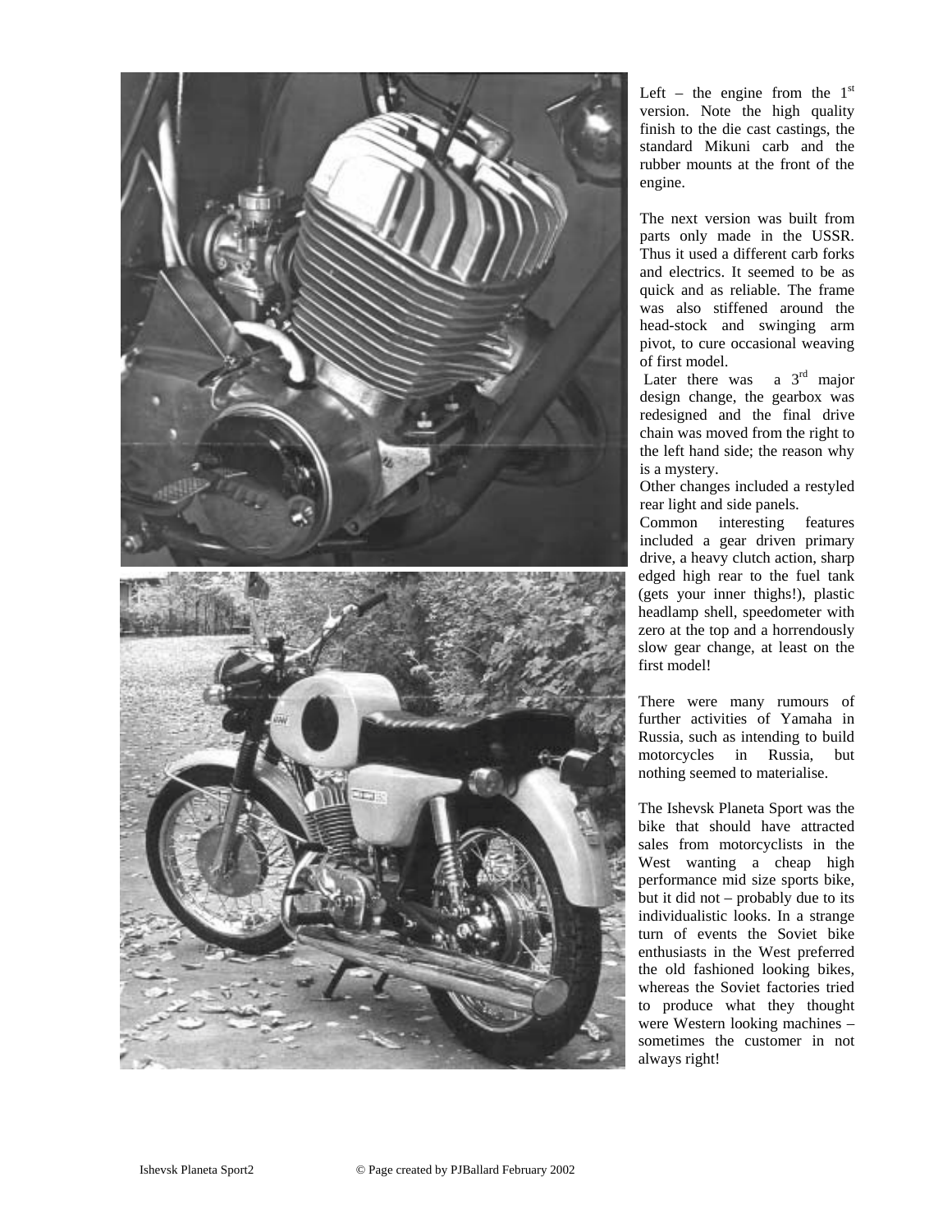Left – the engine from the 1st version. Note the high quality finish to the die cast castings, the standard Mikuni carb and the rubber mounts at the front of the engine.

The next version was built from parts only made in the USSR. Thus it used a different carb forks and electrics. It seemed to be as quick and as reliable. The frame was also stiffened around the head-stock and swinging arm pivot, to cure occasional weaving of first model.

Later there was a 3rd major design change, the gearbox was redesigned and the final drive chain was moved from the right to the left hand side; the reason why is a mystery.

Other changes included a restyled rear light and side panels.

Common interesting features included a gear driven primary drive, a heavy clutch action, sharp edged high rear to the fuel tank (gets your inner thighs!), plastic headlamp shell, speedometer with zero at the top and a horrendously slow gear change, at least on the first model!

There were many rumours of further activities of Yamaha in Russia, such as intending to build motorcycles in Russia, but nothing seemed to materialise.

The Ishevsk Planeta Sport was the bike that should have attracted sales from motorcyclists in the West wanting a cheap high performance mid size sports bike, but it did not – probably due to its individualistic looks. In a strange turn of events the Soviet bike enthusiasts in the West preferred the old fashioned looking bikes, whereas the Soviet factories tried to produce what they thought were Western looking machines – sometimes the customer in not always right!